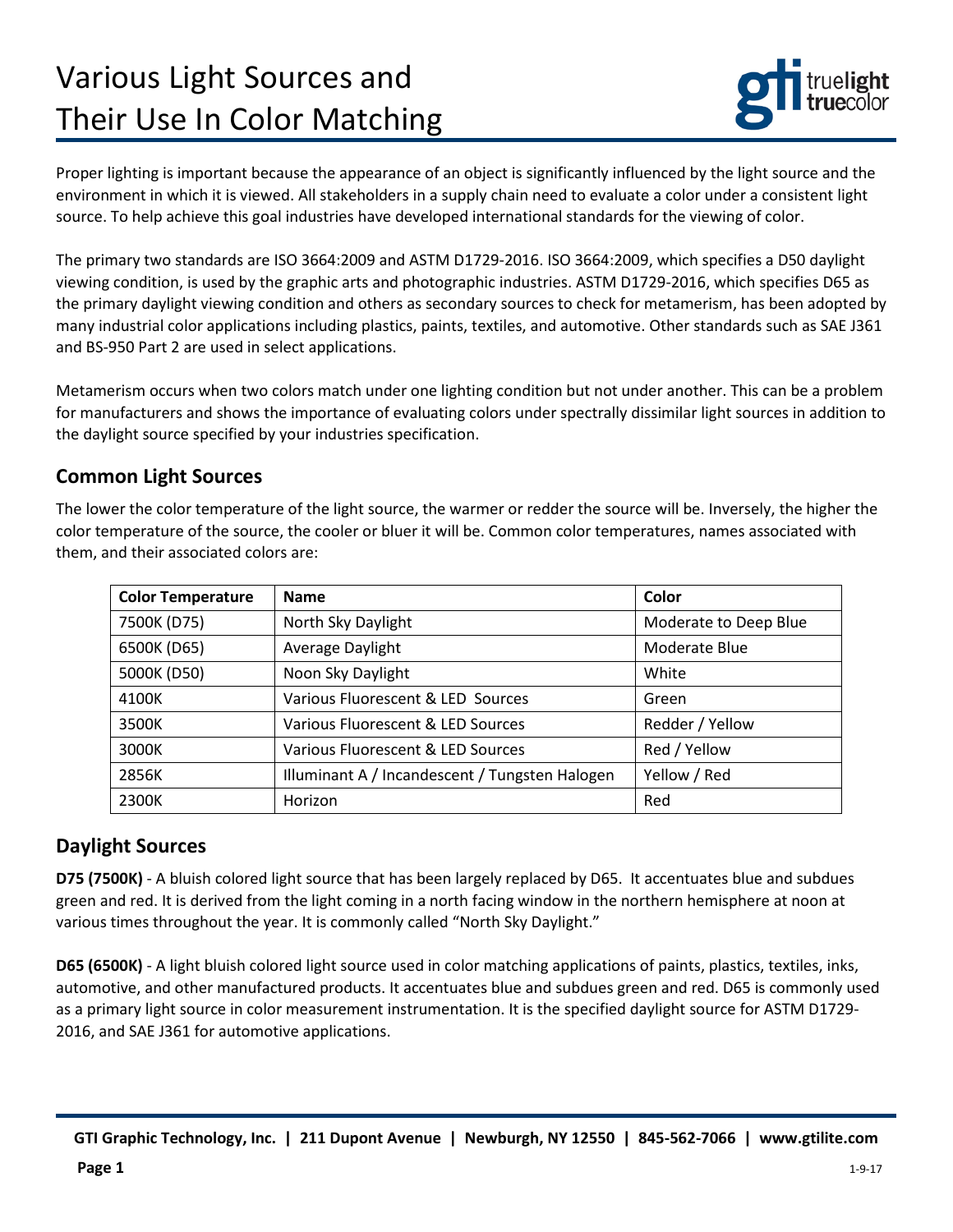# Various Light Sources and Their Use In Color Matching

Proper lighting is important because the appearance of an object is significantly influenced by the light source and the environment in which it is viewed. All stakeholders in a supply chain need to evaluate a color under a consistent light source. To help achieve this goal industries have developed international standards for the viewing of color.

The primary two standards are ISO 3664:2009 and ASTM D1729-2016. ISO 3664:2009, which specifies a D50 daylight viewing condition, is used by the graphic arts and photographic industries. ASTM D1729-2016, which specifies D65 as the primary daylight viewing condition and others as secondary sources to check for metamerism, has been adopted by many industrial color applications including plastics, paints, textiles, and automotive. Other standards such as SAE J361 and BS-950 Part 2 are used in select applications.

Metamerism occurs when two colors match under one lighting condition but not under another. This can be a problem for manufacturers and shows the importance of evaluating colors under spectrally dissimilar light sources in addition to the daylight source specified by your industries specification.

## Common Light Sources

The lower the color temperature of the light source, the warmer or redder the source will be. Inversely, the higher the color temperature of the source, the cooler or bluer it will be. Common color temperatures, names associated with them, and their associated colors are:

| Color Temperature | Name | Color |
|---|---|---|
| 7500K (D75) | North Sky Daylight | Moderate to Deep Blue |
| 6500K (D65) | Average Daylight | Moderate Blue |
| 5000K (D50) | Noon Sky Daylight | White |
| 4100K | Various Fluorescent & LED Sources | Green |
| 3500K | Various Fluorescent & LED Sources | Redder / Yellow |
| 3000K | Various Fluorescent & LED Sources | Red / Yellow |
| 2856K | Illuminant A / Incandescent / Tungsten Halogen | Yellow / Red |
| 2300K | Horizon | Red |

## Daylight Sources

**D75 (7500K)** - A bluish colored light source that has been largely replaced by D65. It accentuates blue and subdues green and red. It is derived from the light coming in a north facing window in the northern hemisphere at noon at various times throughout the year. It is commonly called "North Sky Daylight."

**D65 (6500K)** - A light bluish colored light source used in color matching applications of paints, plastics, textiles, inks, automotive, and other manufactured products. It accentuates blue and subdues green and red. D65 is commonly used as a primary light source in color measurement instrumentation. It is the specified daylight source for ASTM D1729-2016, and SAE J361 for automotive applications.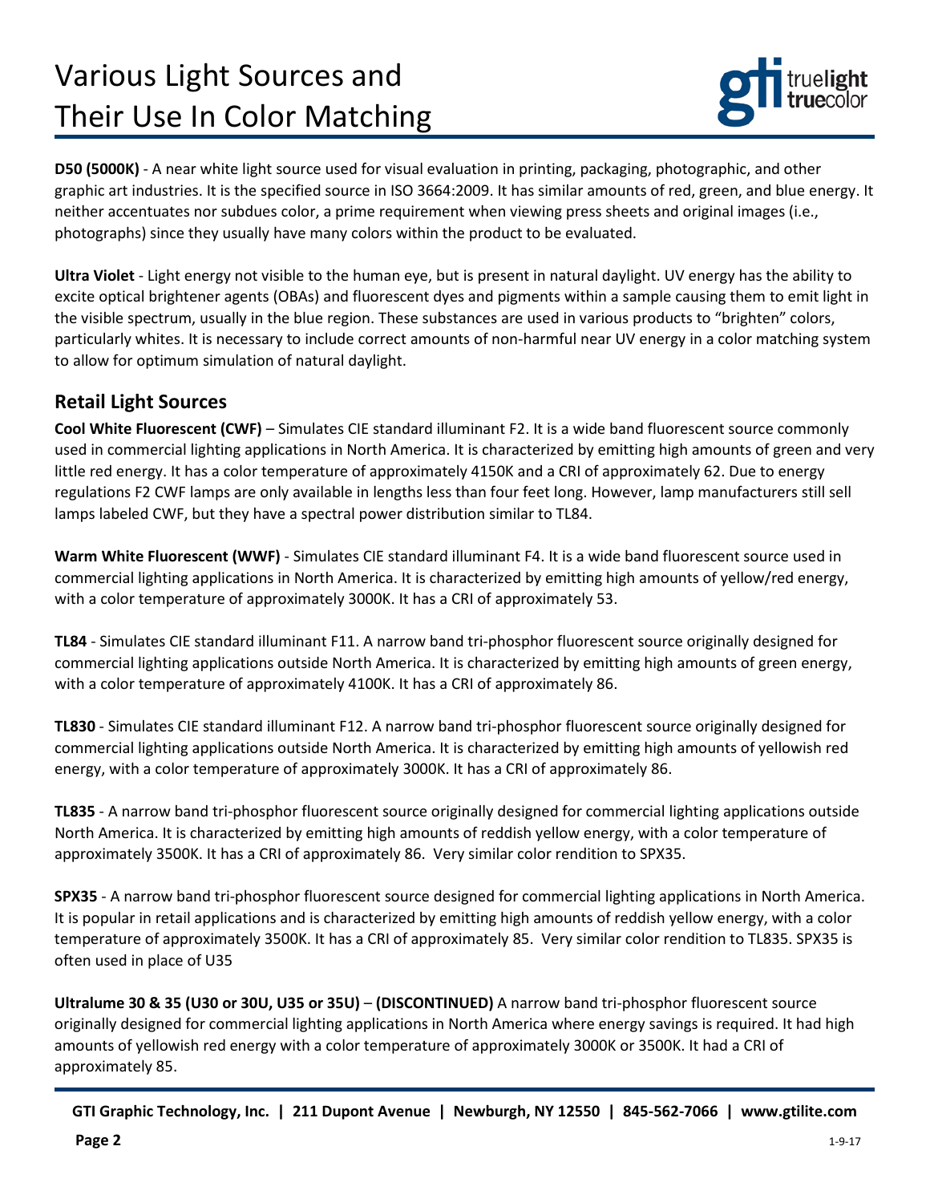**D50 (5000K)** - A near white light source used for visual evaluation in printing, packaging, photographic, and other graphic art industries. It is the specified source in ISO 3664:2009. It has similar amounts of red, green, and blue energy. It neither accentuates nor subdues color, a prime requirement when viewing press sheets and original images (i.e., photographs) since they usually have many colors within the product to be evaluated.

**Ultra Violet** - Light energy not visible to the human eye, but is present in natural daylight. UV energy has the ability to excite optical brightener agents (OBAs) and fluorescent dyes and pigments within a sample causing them to emit light in the visible spectrum, usually in the blue region. These substances are used in various products to "brighten" colors, particularly whites. It is necessary to include correct amounts of non-harmful near UV energy in a color matching system to allow for optimum simulation of natural daylight.

## Retail Light Sources

**Cool White Fluorescent (CWF)** – Simulates CIE standard illuminant F2. It is a wide band fluorescent source commonly used in commercial lighting applications in North America. It is characterized by emitting high amounts of green and very little red energy. It has a color temperature of approximately 4150K and a CRI of approximately 62. Due to energy regulations F2 CWF lamps are only available in lengths less than four feet long. However, lamp manufacturers still sell lamps labeled CWF, but they have a spectral power distribution similar to TL84.

**Warm White Fluorescent (WWF)** - Simulates CIE standard illuminant F4. It is a wide band fluorescent source used in commercial lighting applications in North America. It is characterized by emitting high amounts of yellow/red energy, with a color temperature of approximately 3000K. It has a CRI of approximately 53.

**TL84** - Simulates CIE standard illuminant F11. A narrow band tri-phosphor fluorescent source originally designed for commercial lighting applications outside North America. It is characterized by emitting high amounts of green energy, with a color temperature of approximately 4100K. It has a CRI of approximately 86.

**TL830** - Simulates CIE standard illuminant F12. A narrow band tri-phosphor fluorescent source originally designed for commercial lighting applications outside North America. It is characterized by emitting high amounts of yellowish red energy, with a color temperature of approximately 3000K. It has a CRI of approximately 86.

**TL835** - A narrow band tri-phosphor fluorescent source originally designed for commercial lighting applications outside North America. It is characterized by emitting high amounts of reddish yellow energy, with a color temperature of approximately 3500K. It has a CRI of approximately 86. Very similar color rendition to SPX35.

**SPX35** - A narrow band tri-phosphor fluorescent source designed for commercial lighting applications in North America. It is popular in retail applications and is characterized by emitting high amounts of reddish yellow energy, with a color temperature of approximately 3500K. It has a CRI of approximately 85. Very similar color rendition to TL835. SPX35 is often used in place of U35

**Ultralume 30 & 35 (U30 or 30U, U35 or 35U)** – **(DISCONTINUED)** A narrow band tri-phosphor fluorescent source originally designed for commercial lighting applications in North America where energy savings is required. It had high amounts of yellowish red energy with a color temperature of approximately 3000K or 3500K. It had a CRI of approximately 85.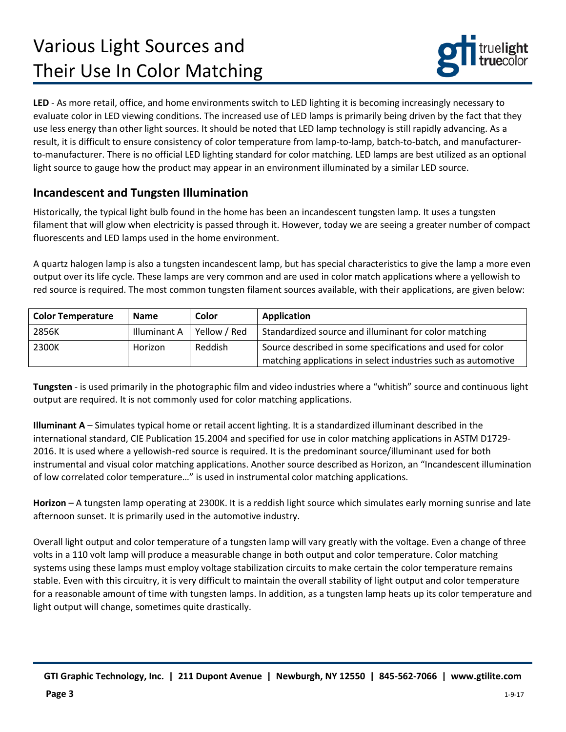**LED** - As more retail, office, and home environments switch to LED lighting it is becoming increasingly necessary to evaluate color in LED viewing conditions. The increased use of LED lamps is primarily being driven by the fact that they use less energy than other light sources. It should be noted that LED lamp technology is still rapidly advancing. As a result, it is difficult to ensure consistency of color temperature from lamp-to-lamp, batch-to-batch, and manufacturer-to-manufacturer. There is no official LED lighting standard for color matching. LED lamps are best utilized as an optional light source to gauge how the product may appear in an environment illuminated by a similar LED source.

## Incandescent and Tungsten Illumination

Historically, the typical light bulb found in the home has been an incandescent tungsten lamp. It uses a tungsten filament that will glow when electricity is passed through it. However, today we are seeing a greater number of compact fluorescents and LED lamps used in the home environment.

A quartz halogen lamp is also a tungsten incandescent lamp, but has special characteristics to give the lamp a more even output over its life cycle. These lamps are very common and are used in color match applications where a yellowish to red source is required. The most common tungsten filament sources available, with their applications, are given below:

| Color Temperature | Name | Color | Application |
|---|---|---|---|
| 2856K | Illuminant A | Yellow / Red | Standardized source and illuminant for color matching |
| 2300K | Horizon | Reddish | Source described in some specifications and used for color matching applications in select industries such as automotive |

**Tungsten** - is used primarily in the photographic film and video industries where a "whitish" source and continuous light output are required. It is not commonly used for color matching applications.

**Illuminant A** – Simulates typical home or retail accent lighting. It is a standardized illuminant described in the international standard, CIE Publication 15.2004 and specified for use in color matching applications in ASTM D1729-2016. It is used where a yellowish-red source is required. It is the predominant source/illuminant used for both instrumental and visual color matching applications. Another source described as Horizon, an "Incandescent illumination of low correlated color temperature…" is used in instrumental color matching applications.

**Horizon** – A tungsten lamp operating at 2300K. It is a reddish light source which simulates early morning sunrise and late afternoon sunset. It is primarily used in the automotive industry.

Overall light output and color temperature of a tungsten lamp will vary greatly with the voltage. Even a change of three volts in a 110 volt lamp will produce a measurable change in both output and color temperature. Color matching systems using these lamps must employ voltage stabilization circuits to make certain the color temperature remains stable. Even with this circuitry, it is very difficult to maintain the overall stability of light output and color temperature for a reasonable amount of time with tungsten lamps. In addition, as a tungsten lamp heats up its color temperature and light output will change, sometimes quite drastically.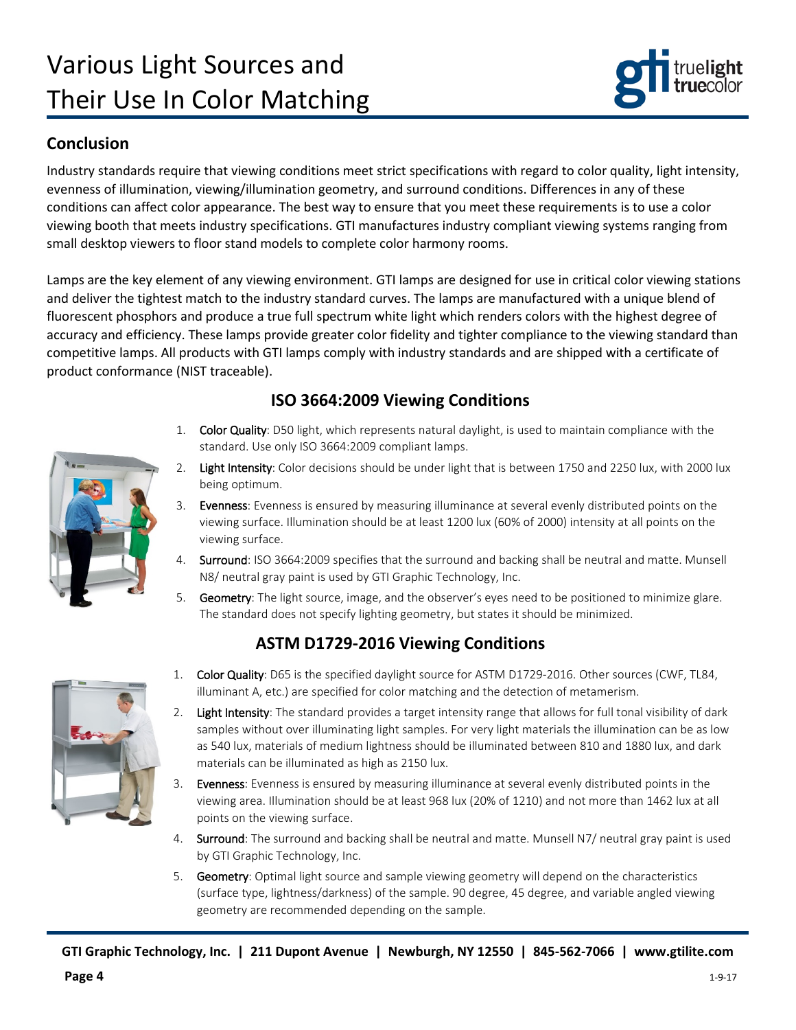## Conclusion

Industry standards require that viewing conditions meet strict specifications with regard to color quality, light intensity, evenness of illumination, viewing/illumination geometry, and surround conditions. Differences in any of these conditions can affect color appearance. The best way to ensure that you meet these requirements is to use a color viewing booth that meets industry specifications. GTI manufactures industry compliant viewing systems ranging from small desktop viewers to floor stand models to complete color harmony rooms.

Lamps are the key element of any viewing environment. GTI lamps are designed for use in critical color viewing stations and deliver the tightest match to the industry standard curves. The lamps are manufactured with a unique blend of fluorescent phosphors and produce a true full spectrum white light which renders colors with the highest degree of accuracy and efficiency. These lamps provide greater color fidelity and tighter compliance to the viewing standard than competitive lamps. All products with GTI lamps comply with industry standards and are shipped with a certificate of product conformance (NIST traceable).

### ISO 3664:2009 Viewing Conditions

1. **Color Quality**: D50 light, which represents natural daylight, is used to maintain compliance with the standard. Use only ISO 3664:2009 compliant lamps.
2. **Light Intensity**: Color decisions should be under light that is between 1750 and 2250 lux, with 2000 lux being optimum.
3. **Evenness**: Evenness is ensured by measuring illuminance at several evenly distributed points on the viewing surface. Illumination should be at least 1200 lux (60% of 2000) intensity at all points on the viewing surface.
4. **Surround**: ISO 3664:2009 specifies that the surround and backing shall be neutral and matte. Munsell N8/ neutral gray paint is used by GTI Graphic Technology, Inc.
5. **Geometry**: The light source, image, and the observer's eyes need to be positioned to minimize glare. The standard does not specify lighting geometry, but states it should be minimized.

### ASTM D1729-2016 Viewing Conditions

1. **Color Quality**: D65 is the specified daylight source for ASTM D1729-2016. Other sources (CWF, TL84, illuminant A, etc.) are specified for color matching and the detection of metamerism.
2. **Light Intensity**: The standard provides a target intensity range that allows for full tonal visibility of dark samples without over illuminating light samples. For very light materials the illumination can be as low as 540 lux, materials of medium lightness should be illuminated between 810 and 1880 lux, and dark materials can be illuminated as high as 2150 lux.
3. **Evenness**: Evenness is ensured by measuring illuminance at several evenly distributed points in the viewing area. Illumination should be at least 968 lux (20% of 1210) and not more than 1462 lux at all points on the viewing surface.
4. **Surround**: The surround and backing shall be neutral and matte. Munsell N7/ neutral gray paint is used by GTI Graphic Technology, Inc.
5. **Geometry**: Optimal light source and sample viewing geometry will depend on the characteristics (surface type, lightness/darkness) of the sample. 90 degree, 45 degree, and variable angled viewing geometry are recommended depending on the sample.